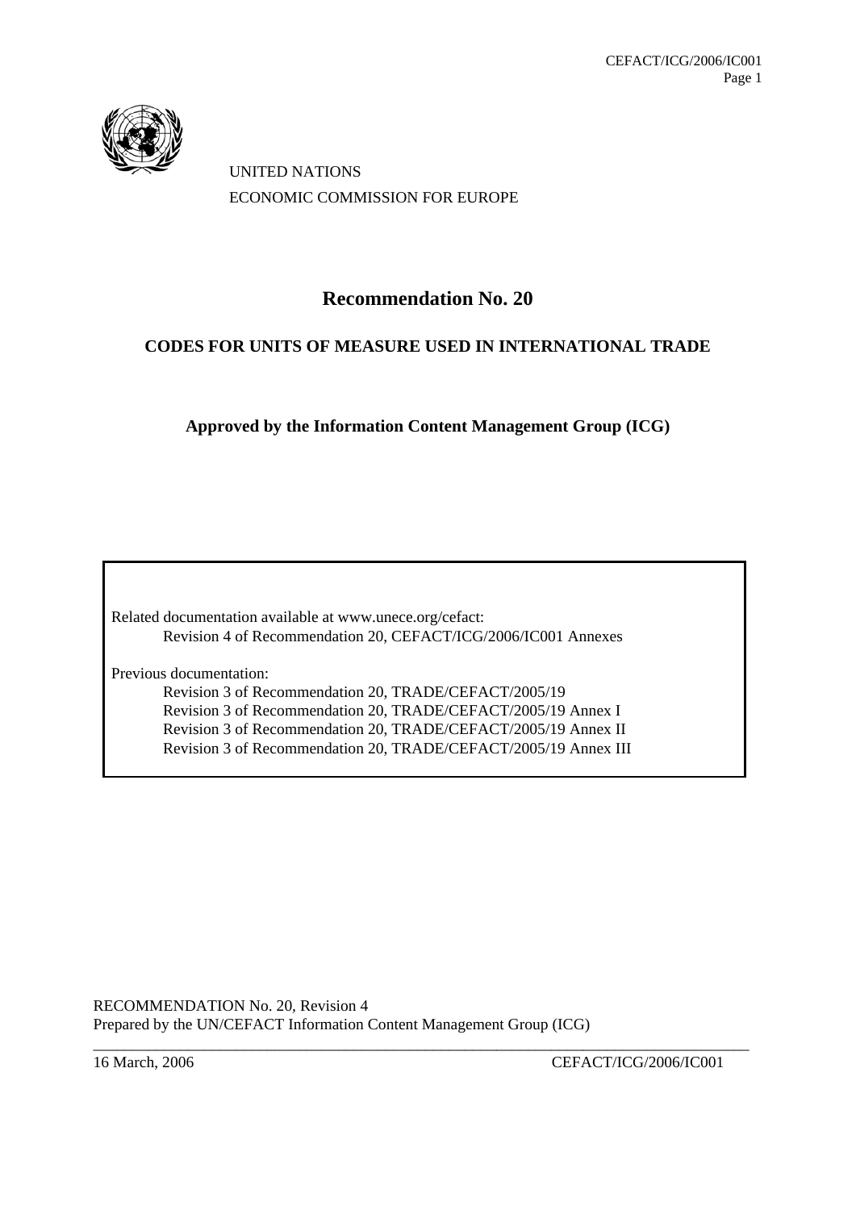UNITED NATIONS

ECONOMIC COMMISSION FOR EUROPE

# Recommendation No. 20

## CODES FOR UNITS OF MEASURE USED IN INTERNATIONAL TRADE

**Approved by the Information Content Management Group (ICG)**

Related documentation available at www.unece.org/cefact:

Revision 4 of Recommendation 20, CEFACT/ICG/2006/IC001 Annexes

Previous documentation:

Revision 3 of Recommendation 20, TRADE/CEFACT/2005/19
Revision 3 of Recommendation 20, TRADE/CEFACT/2005/19 Annex I
Revision 3 of Recommendation 20, TRADE/CEFACT/2005/19 Annex II
Revision 3 of Recommendation 20, TRADE/CEFACT/2005/19 Annex III

RECOMMENDATION No. 20, Revision 4
Prepared by the UN/CEFACT Information Content Management Group (ICG)

16 March, 2006 CEFACT/ICG/2006/IC001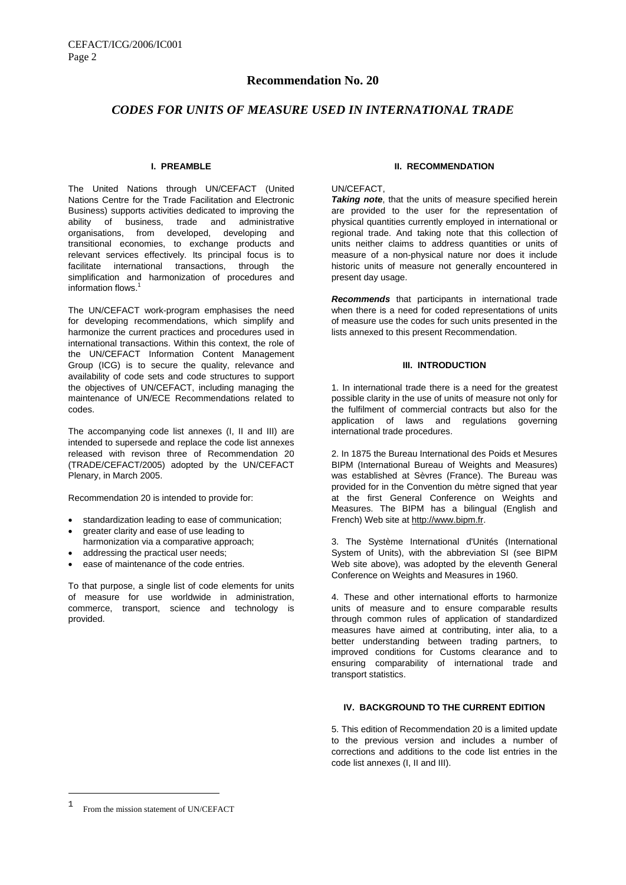# Recommendation No. 20

## *CODES FOR UNITS OF MEASURE USED IN INTERNATIONAL TRADE*

### I. PREAMBLE

The United Nations through UN/CEFACT (United Nations Centre for the Trade Facilitation and Electronic Business) supports activities dedicated to improving the ability of business, trade and administrative organisations, from developed, developing and transitional economies, to exchange products and relevant services effectively. Its principal focus is to facilitate international transactions, through the simplification and harmonization of procedures and information flows.[1]

The UN/CEFACT work-program emphasises the need for developing recommendations, which simplify and harmonize the current practices and procedures used in international transactions. Within this context, the role of the UN/CEFACT Information Content Management Group (ICG) is to secure the quality, relevance and availability of code sets and code structures to support the objectives of UN/CEFACT, including managing the maintenance of UN/ECE Recommendations related to codes.

The accompanying code list annexes (I, II and III) are intended to supersede and replace the code list annexes released with revison three of Recommendation 20 (TRADE/CEFACT/2005) adopted by the UN/CEFACT Plenary, in March 2005.

Recommendation 20 is intended to provide for:

- standardization leading to ease of communication;
- greater clarity and ease of use leading to harmonization via a comparative approach;
- addressing the practical user needs;
- ease of maintenance of the code entries.

To that purpose, a single list of code elements for units of measure for use worldwide in administration, commerce, transport, science and technology is provided.

### II. RECOMMENDATION

UN/CEFACT,

***Taking note***, that the units of measure specified herein are provided to the user for the representation of physical quantities currently employed in international or regional trade. And taking note that this collection of units neither claims to address quantities or units of measure of a non-physical nature nor does it include historic units of measure not generally encountered in present day usage.

***Recommends*** that participants in international trade when there is a need for coded representations of units of measure use the codes for such units presented in the lists annexed to this present Recommendation.

### III. INTRODUCTION

1. In international trade there is a need for the greatest possible clarity in the use of units of measure not only for the fulfilment of commercial contracts but also for the application of laws and regulations governing international trade procedures.

2. In 1875 the Bureau International des Poids et Mesures BIPM (International Bureau of Weights and Measures) was established at Sèvres (France). The Bureau was provided for in the Convention du mètre signed that year at the first General Conference on Weights and Measures. The BIPM has a bilingual (English and French) Web site at http://www.bipm.fr.

3. The Système International d'Unités (International System of Units), with the abbreviation SI (see BIPM Web site above), was adopted by the eleventh General Conference on Weights and Measures in 1960.

4. These and other international efforts to harmonize units of measure and to ensure comparable results through common rules of application of standardized measures have aimed at contributing, inter alia, to a better understanding between trading partners, to improved conditions for Customs clearance and to ensuring comparability of international trade and transport statistics.

### IV. BACKGROUND TO THE CURRENT EDITION

5. This edition of Recommendation 20 is a limited update to the previous version and includes a number of corrections and additions to the code list entries in the code list annexes (I, II and III).

---

[1] From the mission statement of UN/CEFACT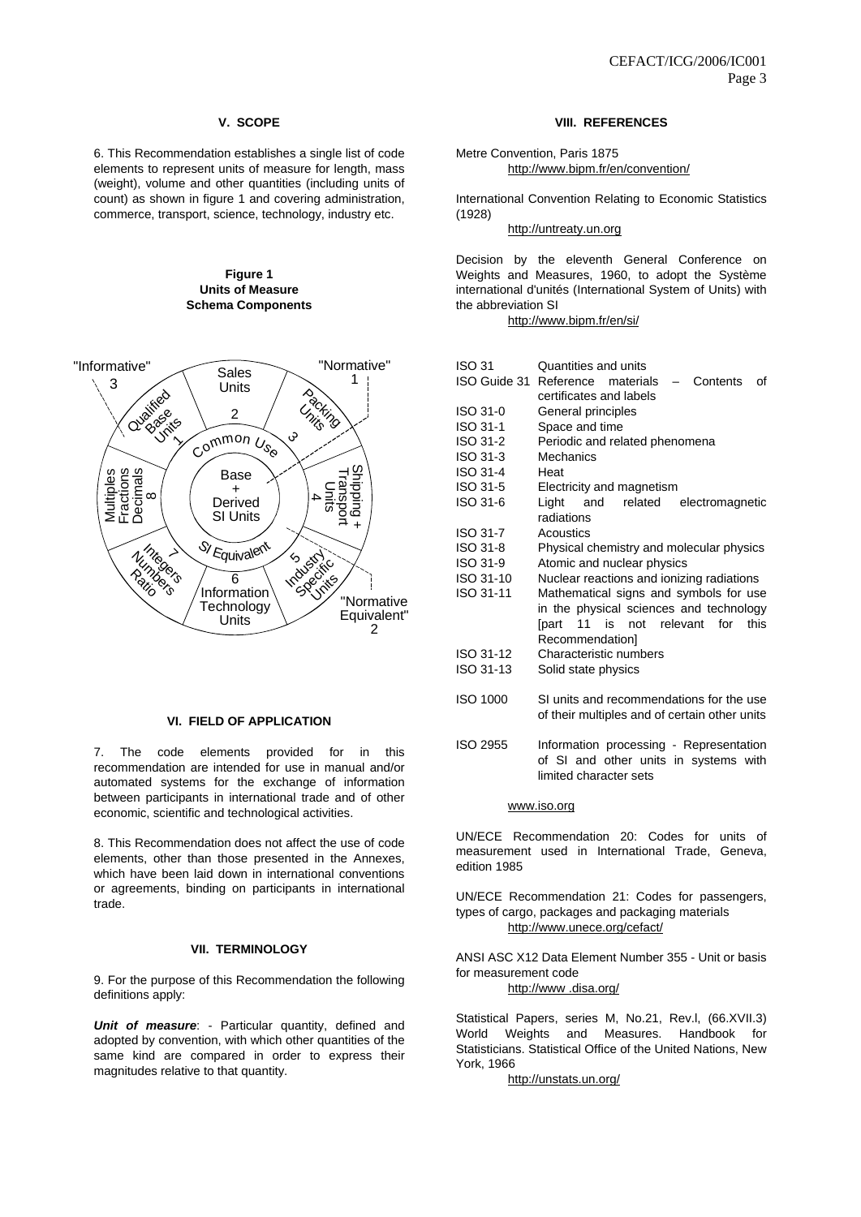## V. SCOPE

6. This Recommendation establishes a single list of code elements to represent units of measure for length, mass (weight), volume and other quantities (including units of count) as shown in figure 1 and covering administration, commerce, transport, science, technology, industry etc.

**Figure 1**
**Units of Measure**
**Schema Components**

"Informative" 3 — "Normative" 1 — "Normative Equivalent" 2

Base + Derived SI Units; Common Use; SI Equivalent; 1 Qualified Base Units; 2 Sales Units; 3 Packing Units; 4 Shipping + Transport Units; 5 Industry Specific Units; 6 Information Technology Units; 7 Integers Numbers Ratio; 8 Multiples Fractions Decimals

## VI. FIELD OF APPLICATION

7. The code elements provided for in this recommendation are intended for use in manual and/or automated systems for the exchange of information between participants in international trade and of other economic, scientific and technological activities.

8. This Recommendation does not affect the use of code elements, other than those presented in the Annexes, which have been laid down in international conventions or agreements, binding on participants in international trade.

## VII. TERMINOLOGY

9. For the purpose of this Recommendation the following definitions apply:

***Unit of measure***: - Particular quantity, defined and adopted by convention, with which other quantities of the same kind are compared in order to express their magnitudes relative to that quantity.

## VIII. REFERENCES

Metre Convention, Paris 1875
http://www.bipm.fr/en/convention/

International Convention Relating to Economic Statistics (1928)
http://untreaty.un.org

Decision by the eleventh General Conference on Weights and Measures, 1960, to adopt the Système international d'unités (International System of Units) with the abbreviation SI
http://www.bipm.fr/en/si/

| | |
|---|---|
| ISO 31 | Quantities and units |
| ISO Guide 31 | Reference materials – Contents of certificates and labels |
| ISO 31-0 | General principles |
| ISO 31-1 | Space and time |
| ISO 31-2 | Periodic and related phenomena |
| ISO 31-3 | Mechanics |
| ISO 31-4 | Heat |
| ISO 31-5 | Electricity and magnetism |
| ISO 31-6 | Light and related electromagnetic radiations |
| ISO 31-7 | Acoustics |
| ISO 31-8 | Physical chemistry and molecular physics |
| ISO 31-9 | Atomic and nuclear physics |
| ISO 31-10 | Nuclear reactions and ionizing radiations |
| ISO 31-11 | Mathematical signs and symbols for use in the physical sciences and technology [part 11 is not relevant for this Recommendation] |
| ISO 31-12 | Characteristic numbers |
| ISO 31-13 | Solid state physics |
| ISO 1000 | SI units and recommendations for the use of their multiples and of certain other units |
| ISO 2955 | Information processing - Representation of SI and other units in systems with limited character sets |

www.iso.org

UN/ECE Recommendation 20: Codes for units of measurement used in International Trade, Geneva, edition 1985

UN/ECE Recommendation 21: Codes for passengers, types of cargo, packages and packaging materials
http://www.unece.org/cefact/

ANSI ASC X12 Data Element Number 355 - Unit or basis for measurement code
http://www .disa.org/

Statistical Papers, series M, No.21, Rev.l, (66.XVII.3) World Weights and Measures. Handbook for Statisticians. Statistical Office of the United Nations, New York, 1966
http://unstats.un.org/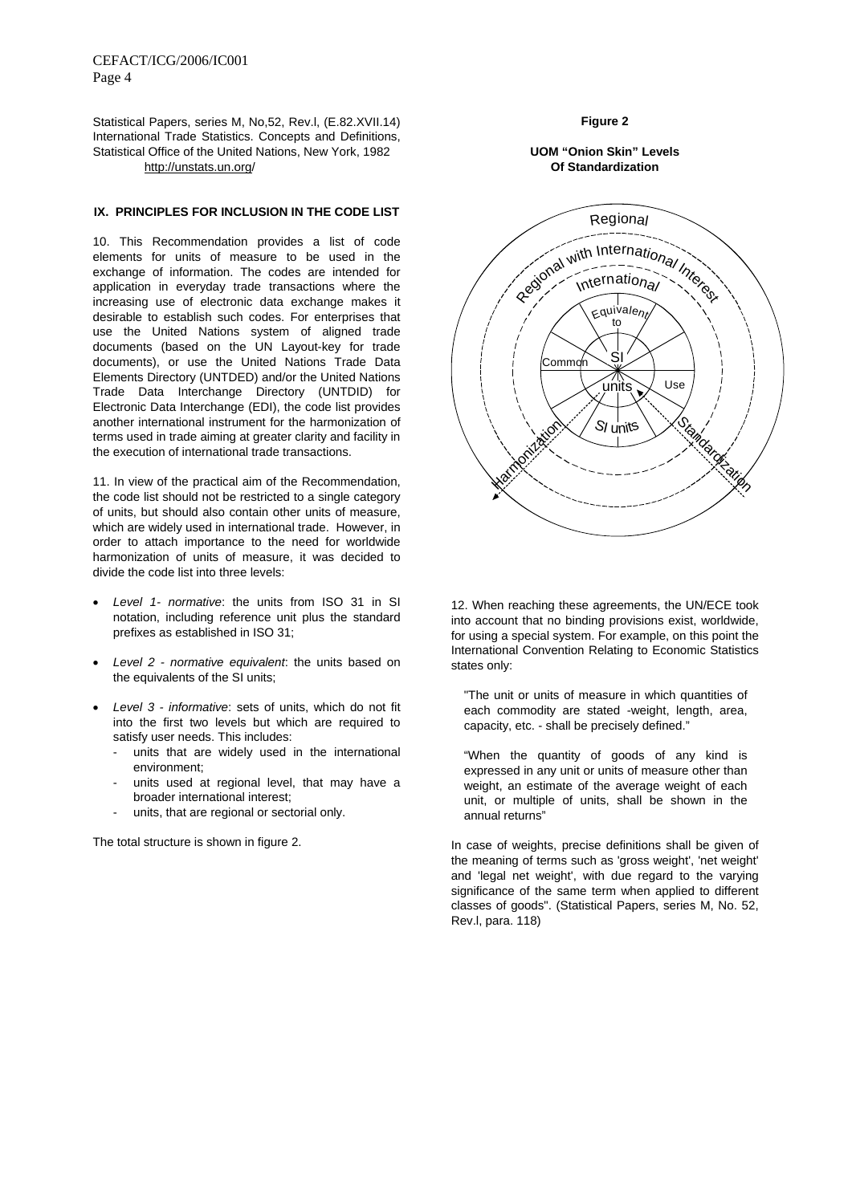Statistical Papers, series M, No,52, Rev.l, (E.82.XVII.14) International Trade Statistics. Concepts and Definitions, Statistical Office of the United Nations, New York, 1982
http://unstats.un.org/

## IX. PRINCIPLES FOR INCLUSION IN THE CODE LIST

10. This Recommendation provides a list of code elements for units of measure to be used in the exchange of information. The codes are intended for application in everyday trade transactions where the increasing use of electronic data exchange makes it desirable to establish such codes. For enterprises that use the United Nations system of aligned trade documents (based on the UN Layout-key for trade documents), or use the United Nations Trade Data Elements Directory (UNTDED) and/or the United Nations Trade Data Interchange Directory (UNTDID) for Electronic Data Interchange (EDI), the code list provides another international instrument for the harmonization of terms used in trade aiming at greater clarity and facility in the execution of international trade transactions.

11. In view of the practical aim of the Recommendation, the code list should not be restricted to a single category of units, but should also contain other units of measure, which are widely used in international trade. However, in order to attach importance to the need for worldwide harmonization of units of measure, it was decided to divide the code list into three levels:

- *Level 1- normative*: the units from ISO 31 in SI notation, including reference unit plus the standard prefixes as established in ISO 31;
- *Level 2 - normative equivalent*: the units based on the equivalents of the SI units;
- *Level 3 - informative*: sets of units, which do not fit into the first two levels but which are required to satisfy user needs. This includes:
  - units that are widely used in the international environment;
  - units used at regional level, that may have a broader international interest;
  - units, that are regional or sectorial only.

The total structure is shown in figure 2.

**Figure 2**

**UOM "Onion Skin" Levels Of Standardization**

12. When reaching these agreements, the UN/ECE took into account that no binding provisions exist, worldwide, for using a special system. For example, on this point the International Convention Relating to Economic Statistics states only:

> "The unit or units of measure in which quantities of each commodity are stated -weight, length, area, capacity, etc. - shall be precisely defined."

> "When the quantity of goods of any kind is expressed in any unit or units of measure other than weight, an estimate of the average weight of each unit, or multiple of units, shall be shown in the annual returns"

In case of weights, precise definitions shall be given of the meaning of terms such as 'gross weight', 'net weight' and 'legal net weight', with due regard to the varying significance of the same term when applied to different classes of goods". (Statistical Papers, series M, No. 52, Rev.l, para. 118)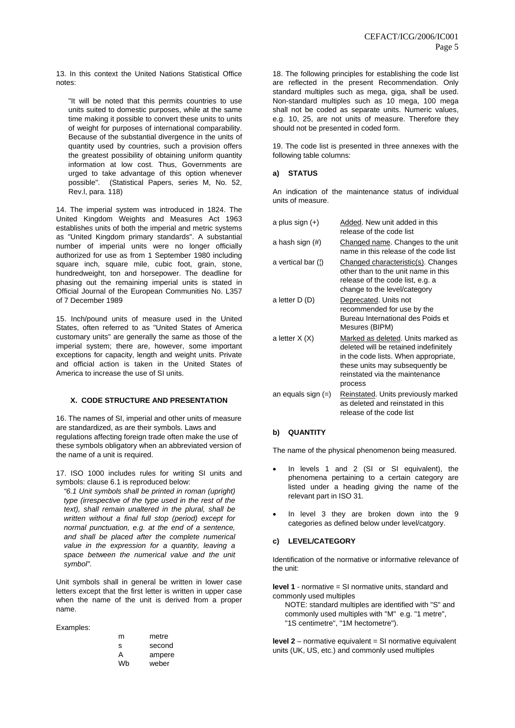13. In this context the United Nations Statistical Office notes:

> "It will be noted that this permits countries to use units suited to domestic purposes, while at the same time making it possible to convert these units to units of weight for purposes of international comparability. Because of the substantial divergence in the units of quantity used by countries, such a provision offers the greatest possibility of obtaining uniform quantity information at low cost. Thus, Governments are urged to take advantage of this option whenever possible". (Statistical Papers, series M, No. 52, Rev.l, para. 118)

14. The imperial system was introduced in 1824. The United Kingdom Weights and Measures Act 1963 establishes units of both the imperial and metric systems as "United Kingdom primary standards". A substantial number of imperial units were no longer officially authorized for use as from 1 September 1980 including square inch, square mile, cubic foot, grain, stone, hundredweight, ton and horsepower. The deadline for phasing out the remaining imperial units is stated in Official Journal of the European Communities No. L357 of 7 December 1989

15. Inch/pound units of measure used in the United States, often referred to as "United States of America customary units" are generally the same as those of the imperial system; there are, however, some important exceptions for capacity, length and weight units. Private and official action is taken in the United States of America to increase the use of SI units.

## X. CODE STRUCTURE AND PRESENTATION

16. The names of SI, imperial and other units of measure are standardized, as are their symbols. Laws and regulations affecting foreign trade often make the use of these symbols obligatory when an abbreviated version of the name of a unit is required.

17. ISO 1000 includes rules for writing SI units and symbols: clause 6.1 is reproduced below:

*"6.1 Unit symbols shall be printed in roman (upright) type (irrespective of the type used in the rest of the text), shall remain unaltered in the plural, shall be written without a final full stop (period) except for normal punctuation, e.g. at the end of a sentence, and shall be placed after the complete numerical value in the expression for a quantity, leaving a space between the numerical value and the unit symbol"*.

Unit symbols shall in general be written in lower case letters except that the first letter is written in upper case when the name of the unit is derived from a proper name.

Examples:

| | |
|---|---|
| m | metre |
| s | second |
| A | ampere |
| Wb | weber |

18. The following principles for establishing the code list are reflected in the present Recommendation. Only standard multiples such as mega, giga, shall be used. Non-standard multiples such as 10 mega, 100 mega shall not be coded as separate units. Numeric values, e.g. 10, 25, are not units of measure. Therefore they should not be presented in coded form.

19. The code list is presented in three annexes with the following table columns:

### a) STATUS

An indication of the maintenance status of individual units of measure.

| | |
|---|---|
| a plus sign (+) | Added. New unit added in this release of the code list |
| a hash sign (#) | Changed name. Changes to the unit name in this release of the code list |
| a vertical bar (¦) | Changed characteristic(s). Changes other than to the unit name in this release of the code list, e.g. a change to the level/category |
| a letter D (D) | Deprecated. Units not recommended for use by the Bureau International des Poids et Mesures (BIPM) |
| a letter X (X) | Marked as deleted. Units marked as deleted will be retained indefinitely in the code lists. When appropriate, these units may subsequently be reinstated via the maintenance process |
| an equals sign (=) | Reinstated. Units previously marked as deleted and reinstated in this release of the code list |

### b) QUANTITY

The name of the physical phenomenon being measured.

- In levels 1 and 2 (SI or SI equivalent), the phenomena pertaining to a certain category are listed under a heading giving the name of the relevant part in ISO 31.
- In level 3 they are broken down into the 9 categories as defined below under level/catgory.

### c) LEVEL/CATEGORY

Identification of the normative or informative relevance of the unit:

**level 1** - normative = SI normative units, standard and commonly used multiples

NOTE: standard multiples are identified with "S" and commonly used multiples with "M" e.g. "1 metre", "1S centimetre", "1M hectometre").

**level 2** – normative equivalent = SI normative equivalent units (UK, US, etc.) and commonly used multiples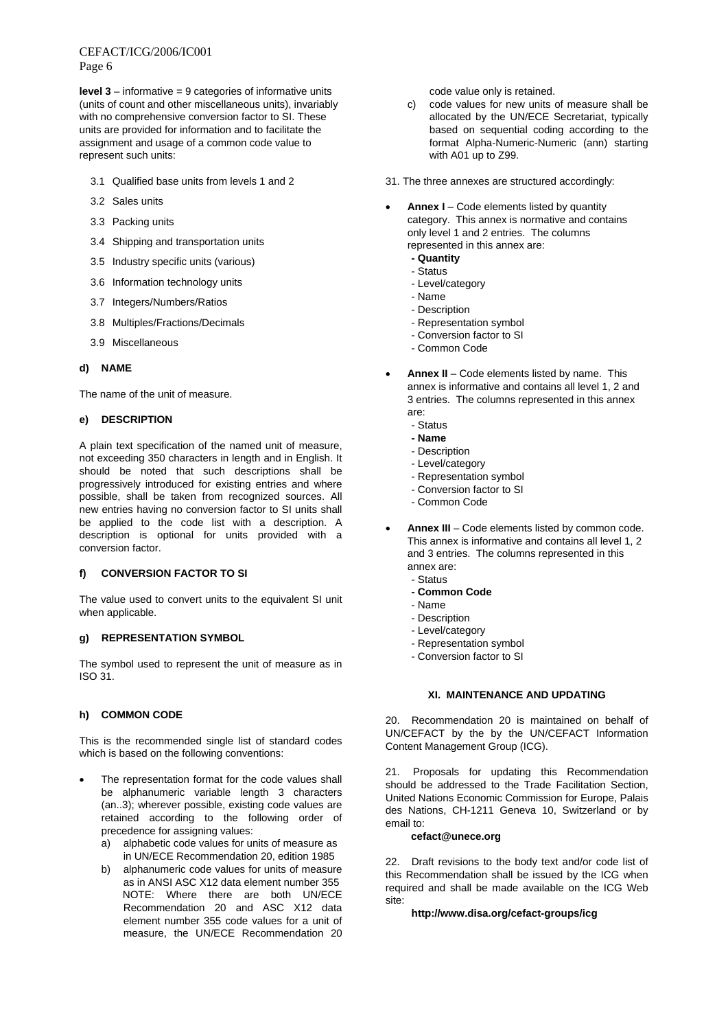**level 3** – informative = 9 categories of informative units (units of count and other miscellaneous units), invariably with no comprehensive conversion factor to SI. These units are provided for information and to facilitate the assignment and usage of a common code value to represent such units:

- 3.1 Qualified base units from levels 1 and 2
- 3.2 Sales units
- 3.3 Packing units
- 3.4 Shipping and transportation units
- 3.5 Industry specific units (various)
- 3.6 Information technology units
- 3.7 Integers/Numbers/Ratios
- 3.8 Multiples/Fractions/Decimals
- 3.9 Miscellaneous

#### d) NAME

The name of the unit of measure.

#### e) DESCRIPTION

A plain text specification of the named unit of measure, not exceeding 350 characters in length and in English. It should be noted that such descriptions shall be progressively introduced for existing entries and where possible, shall be taken from recognized sources. All new entries having no conversion factor to SI units shall be applied to the code list with a description. A description is optional for units provided with a conversion factor.

#### f) CONVERSION FACTOR TO SI

The value used to convert units to the equivalent SI unit when applicable.

#### g) REPRESENTATION SYMBOL

The symbol used to represent the unit of measure as in ISO 31.

#### h) COMMON CODE

This is the recommended single list of standard codes which is based on the following conventions:

- The representation format for the code values shall be alphanumeric variable length 3 characters (an..3); wherever possible, existing code values are retained according to the following order of precedence for assigning values:
  - a) alphabetic code values for units of measure as in UN/ECE Recommendation 20, edition 1985
  - b) alphanumeric code values for units of measure as in ANSI ASC X12 data element number 355
    NOTE: Where there are both UN/ECE Recommendation 20 and ASC X12 data element number 355 code values for a unit of measure, the UN/ECE Recommendation 20 code value only is retained.
  - c) code values for new units of measure shall be allocated by the UN/ECE Secretariat, typically based on sequential coding according to the format Alpha-Numeric-Numeric (ann) starting with A01 up to Z99.

31. The three annexes are structured accordingly:

- **Annex I** – Code elements listed by quantity category. This annex is normative and contains only level 1 and 2 entries. The columns represented in this annex are:
  - **- Quantity**
  - - Status
  - - Level/category
  - - Name
  - - Description
  - - Representation symbol
  - - Conversion factor to SI
  - - Common Code
- **Annex II** – Code elements listed by name. This annex is informative and contains all level 1, 2 and 3 entries. The columns represented in this annex are:
  - - Status
  - **- Name**
  - - Description
  - - Level/category
  - - Representation symbol
  - - Conversion factor to SI
  - - Common Code
- **Annex III** – Code elements listed by common code. This annex is informative and contains all level 1, 2 and 3 entries. The columns represented in this annex are:
  - - Status
  - **- Common Code**
  - - Name
  - - Description
  - - Level/category
  - - Representation symbol
  - - Conversion factor to SI

## XI. MAINTENANCE AND UPDATING

20. Recommendation 20 is maintained on behalf of UN/CEFACT by the by the UN/CEFACT Information Content Management Group (ICG).

21. Proposals for updating this Recommendation should be addressed to the Trade Facilitation Section, United Nations Economic Commission for Europe, Palais des Nations, CH-1211 Geneva 10, Switzerland or by email to:

**cefact@unece.org**

22. Draft revisions to the body text and/or code list of this Recommendation shall be issued by the ICG when required and shall be made available on the ICG Web site:

**http://www.disa.org/cefact-groups/icg**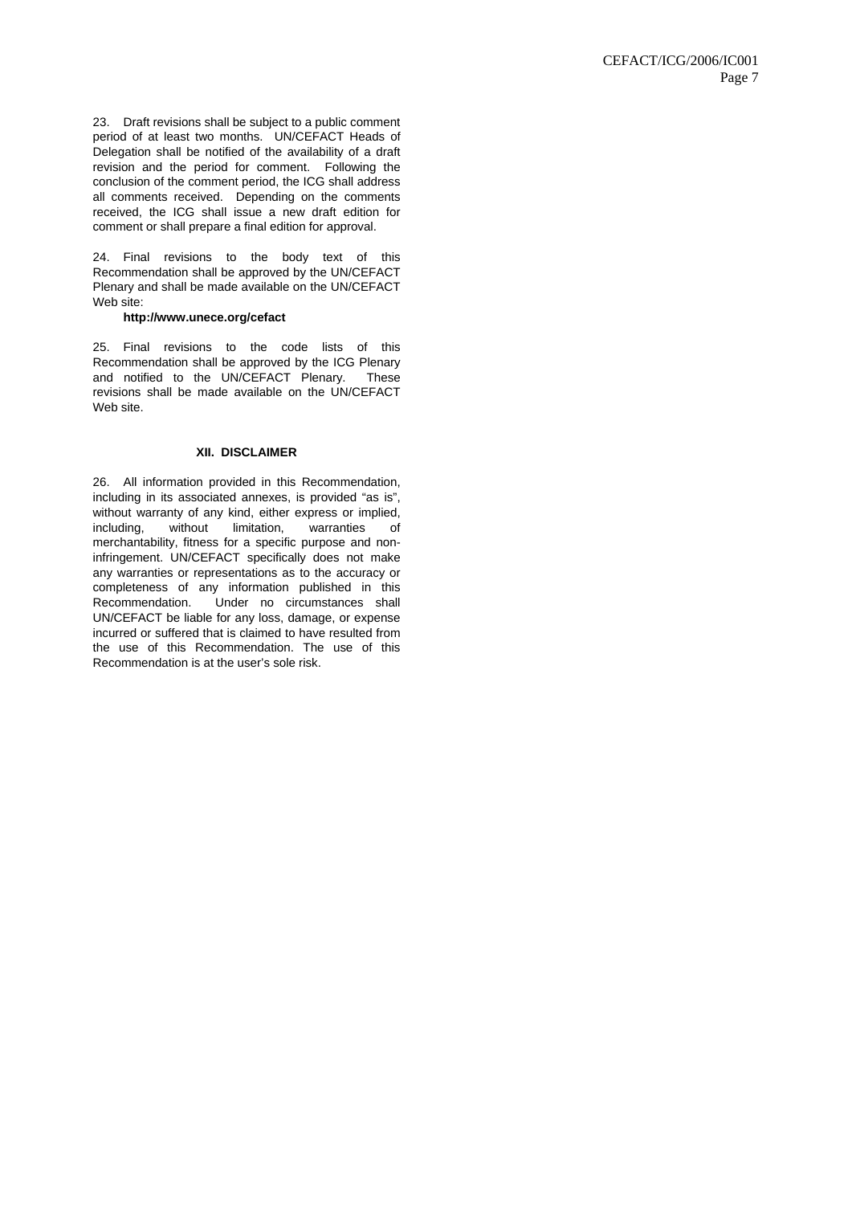23. Draft revisions shall be subject to a public comment period of at least two months. UN/CEFACT Heads of Delegation shall be notified of the availability of a draft revision and the period for comment. Following the conclusion of the comment period, the ICG shall address all comments received. Depending on the comments received, the ICG shall issue a new draft edition for comment or shall prepare a final edition for approval.

24. Final revisions to the body text of this Recommendation shall be approved by the UN/CEFACT Plenary and shall be made available on the UN/CEFACT Web site:

**http://www.unece.org/cefact**

25. Final revisions to the code lists of this Recommendation shall be approved by the ICG Plenary and notified to the UN/CEFACT Plenary. These revisions shall be made available on the UN/CEFACT Web site.

## XII. DISCLAIMER

26. All information provided in this Recommendation, including in its associated annexes, is provided "as is", without warranty of any kind, either express or implied, including, without limitation, warranties of merchantability, fitness for a specific purpose and non-infringement. UN/CEFACT specifically does not make any warranties or representations as to the accuracy or completeness of any information published in this Recommendation. Under no circumstances shall UN/CEFACT be liable for any loss, damage, or expense incurred or suffered that is claimed to have resulted from the use of this Recommendation. The use of this Recommendation is at the user's sole risk.